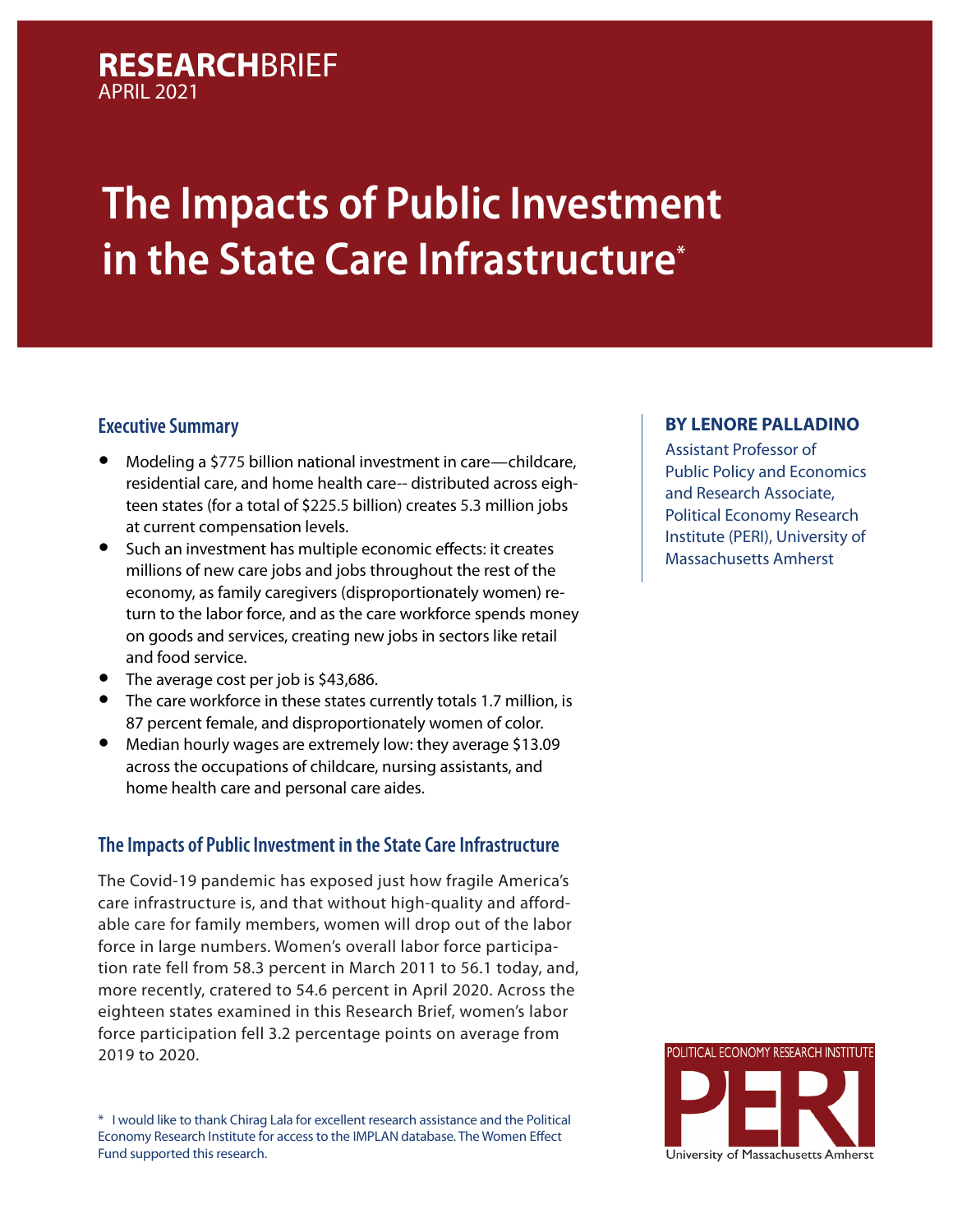**RESEARCH**BRIEF
APRIL 2021

# The Impacts of Public Investment in the State Care Infrastructure*

**BY LENORE PALLADINO**

Assistant Professor of Public Policy and Economics and Research Associate, Political Economy Research Institute (PERI), University of Massachusetts Amherst

## Executive Summary

- Modeling a $775 billion national investment in care—childcare, residential care, and home health care-- distributed across eighteen states (for a total of $225.5 billion) creates 5.3 million jobs at current compensation levels.
- Such an investment has multiple economic effects: it creates millions of new care jobs and jobs throughout the rest of the economy, as family caregivers (disproportionately women) return to the labor force, and as the care workforce spends money on goods and services, creating new jobs in sectors like retail and food service.
- The average cost per job is $43,686.
- The care workforce in these states currently totals 1.7 million, is 87 percent female, and disproportionately women of color.
- Median hourly wages are extremely low: they average $13.09 across the occupations of childcare, nursing assistants, and home health care and personal care aides.

## The Impacts of Public Investment in the State Care Infrastructure

The Covid-19 pandemic has exposed just how fragile America's care infrastructure is, and that without high-quality and affordable care for family members, women will drop out of the labor force in large numbers. Women's overall labor force participation rate fell from 58.3 percent in March 2011 to 56.1 today, and, more recently, cratered to 54.6 percent in April 2020. Across the eighteen states examined in this Research Brief, women's labor force participation fell 3.2 percentage points on average from 2019 to 2020.

\* I would like to thank Chirag Lala for excellent research assistance and the Political Economy Research Institute for access to the IMPLAN database. The Women Effect Fund supported this research.

POLITICAL ECONOMY RESEARCH INSTITUTE
PERI
University of Massachusetts Amherst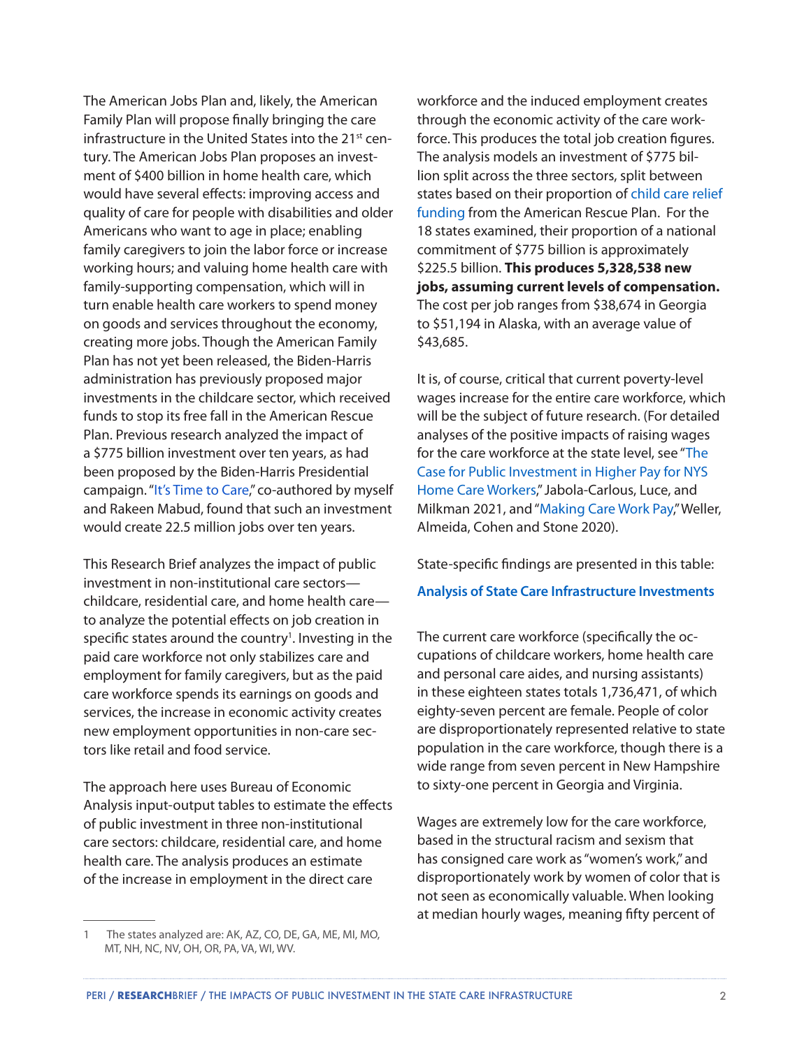The American Jobs Plan and, likely, the American Family Plan will propose finally bringing the care infrastructure in the United States into the 21st century. The American Jobs Plan proposes an investment of $400 billion in home health care, which would have several effects: improving access and quality of care for people with disabilities and older Americans who want to age in place; enabling family caregivers to join the labor force or increase working hours; and valuing home health care with family-supporting compensation, which will in turn enable health care workers to spend money on goods and services throughout the economy, creating more jobs. Though the American Family Plan has not yet been released, the Biden-Harris administration has previously proposed major investments in the childcare sector, which received funds to stop its free fall in the American Rescue Plan. Previous research analyzed the impact of a $775 billion investment over ten years, as had been proposed by the Biden-Harris Presidential campaign. "It's Time to Care," co-authored by myself and Rakeen Mabud, found that such an investment would create 22.5 million jobs over ten years.

This Research Brief analyzes the impact of public investment in non-institutional care sectors—childcare, residential care, and home health care—to analyze the potential effects on job creation in specific states around the country[1]. Investing in the paid care workforce not only stabilizes care and employment for family caregivers, but as the paid care workforce spends its earnings on goods and services, the increase in economic activity creates new employment opportunities in non-care sectors like retail and food service.

The approach here uses Bureau of Economic Analysis input-output tables to estimate the effects of public investment in three non-institutional care sectors: childcare, residential care, and home health care. The analysis produces an estimate of the increase in employment in the direct care workforce and the induced employment creates through the economic activity of the care workforce. This produces the total job creation figures. The analysis models an investment of $775 billion split across the three sectors, split between states based on their proportion of child care relief funding from the American Rescue Plan. For the 18 states examined, their proportion of a national commitment of $775 billion is approximately $225.5 billion. **This produces 5,328,538 new jobs, assuming current levels of compensation.** The cost per job ranges from $38,674 in Georgia to $51,194 in Alaska, with an average value of $43,685.

It is, of course, critical that current poverty-level wages increase for the entire care workforce, which will be the subject of future research. (For detailed analyses of the positive impacts of raising wages for the care workforce at the state level, see "The Case for Public Investment in Higher Pay for NYS Home Care Workers," Jabola-Carlous, Luce, and Milkman 2021, and "Making Care Work Pay," Weller, Almeida, Cohen and Stone 2020).

State-specific findings are presented in this table:

**Analysis of State Care Infrastructure Investments**

The current care workforce (specifically the occupations of childcare workers, home health care and personal care aides, and nursing assistants) in these eighteen states totals 1,736,471, of which eighty-seven percent are female. People of color are disproportionately represented relative to state population in the care workforce, though there is a wide range from seven percent in New Hampshire to sixty-one percent in Georgia and Virginia.

Wages are extremely low for the care workforce, based in the structural racism and sexism that has consigned care work as "women's work," and disproportionately work by women of color that is not seen as economically valuable. When looking at median hourly wages, meaning fifty percent of

---

[1] The states analyzed are: AK, AZ, CO, DE, GA, ME, MI, MO, MT, NH, NC, NV, OH, OR, PA, VA, WI, WV.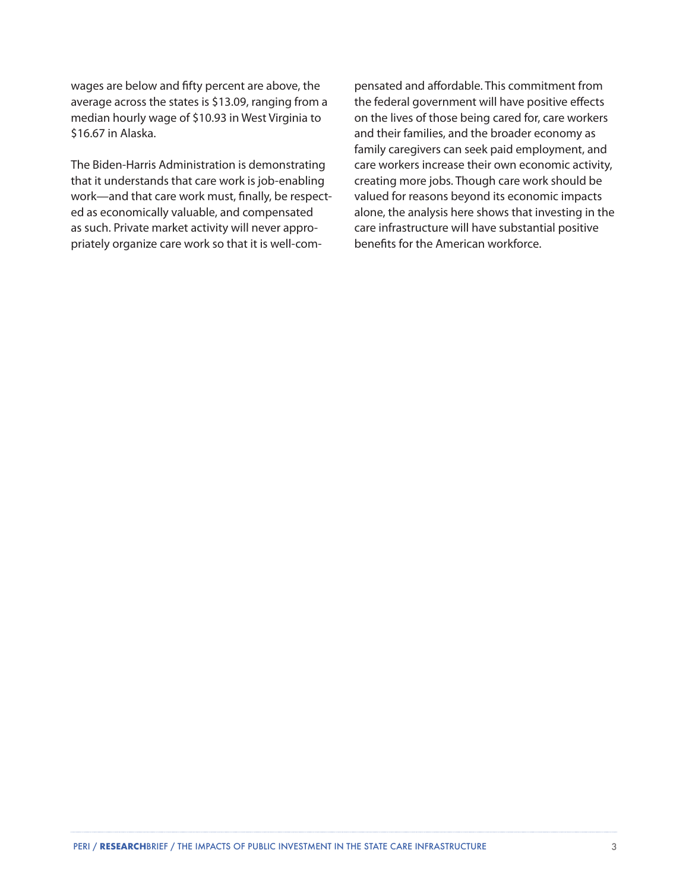wages are below and fifty percent are above, the average across the states is $13.09, ranging from a median hourly wage of $10.93 in West Virginia to $16.67 in Alaska.

The Biden-Harris Administration is demonstrating that it understands that care work is job-enabling work—and that care work must, finally, be respected as economically valuable, and compensated as such. Private market activity will never appropriately organize care work so that it is well-compensated and affordable. This commitment from the federal government will have positive effects on the lives of those being cared for, care workers and their families, and the broader economy as family caregivers can seek paid employment, and care workers increase their own economic activity, creating more jobs. Though care work should be valued for reasons beyond its economic impacts alone, the analysis here shows that investing in the care infrastructure will have substantial positive benefits for the American workforce.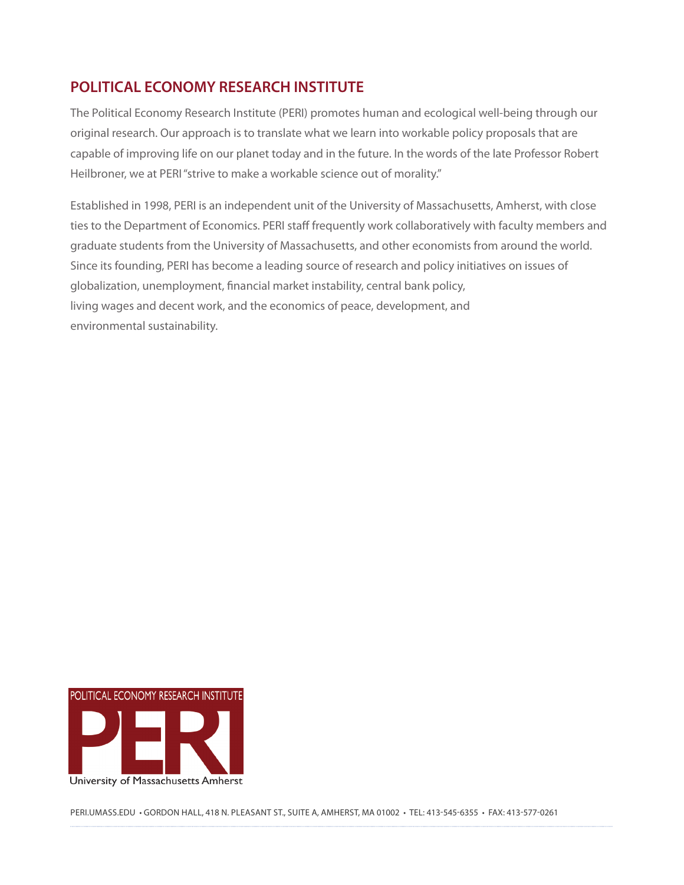## POLITICAL ECONOMY RESEARCH INSTITUTE

The Political Economy Research Institute (PERI) promotes human and ecological well-being through our original research. Our approach is to translate what we learn into workable policy proposals that are capable of improving life on our planet today and in the future. In the words of the late Professor Robert Heilbroner, we at PERI "strive to make a workable science out of morality."

Established in 1998, PERI is an independent unit of the University of Massachusetts, Amherst, with close ties to the Department of Economics. PERI staff frequently work collaboratively with faculty members and graduate students from the University of Massachusetts, and other economists from around the world. Since its founding, PERI has become a leading source of research and policy initiatives on issues of globalization, unemployment, financial market instability, central bank policy, living wages and decent work, and the economics of peace, development, and environmental sustainability.

POLITICAL ECONOMY RESEARCH INSTITUTE

PERI

University of Massachusetts Amherst

PERI.UMASS.EDU • GORDON HALL, 418 N. PLEASANT ST., SUITE A, AMHERST, MA 01002 • TEL: 413-545-6355 • FAX: 413-577-0261